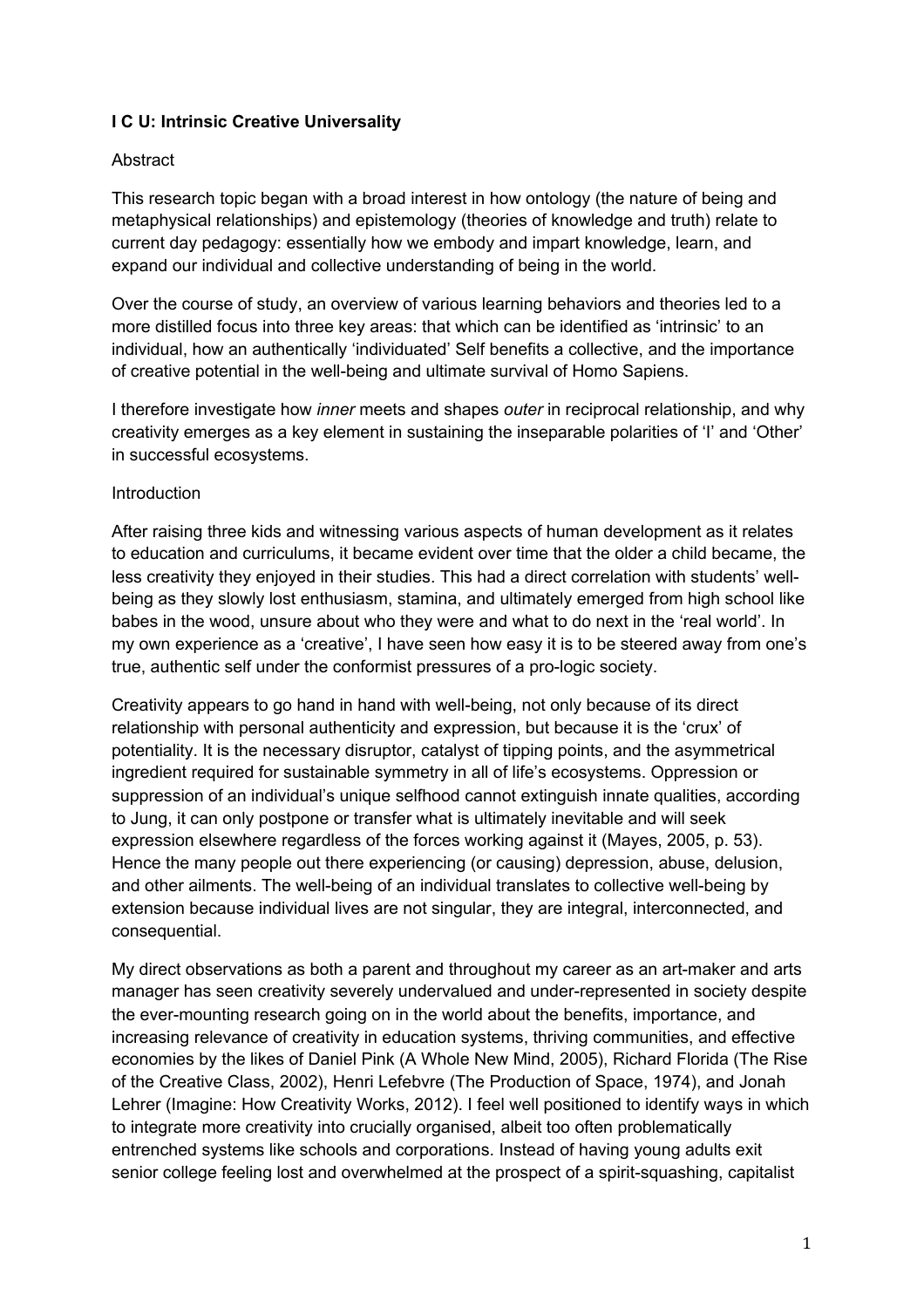**I C U: Intrinsic Creative Universality**

Abstract

This research topic began with a broad interest in how ontology (the nature of being and metaphysical relationships) and epistemology (theories of knowledge and truth) relate to current day pedagogy: essentially how we embody and impart knowledge, learn, and expand our individual and collective understanding of being in the world.

Over the course of study, an overview of various learning behaviors and theories led to a more distilled focus into three key areas: that which can be identified as 'intrinsic' to an individual, how an authentically 'individuated' Self benefits a collective, and the importance of creative potential in the well-being and ultimate survival of Homo Sapiens.

I therefore investigate how *inner* meets and shapes *outer* in reciprocal relationship, and why creativity emerges as a key element in sustaining the inseparable polarities of 'I' and 'Other' in successful ecosystems.

Introduction

After raising three kids and witnessing various aspects of human development as it relates to education and curriculums, it became evident over time that the older a child became, the less creativity they enjoyed in their studies. This had a direct correlation with students' well-being as they slowly lost enthusiasm, stamina, and ultimately emerged from high school like babes in the wood, unsure about who they were and what to do next in the 'real world'. In my own experience as a 'creative', I have seen how easy it is to be steered away from one's true, authentic self under the conformist pressures of a pro-logic society.

Creativity appears to go hand in hand with well-being, not only because of its direct relationship with personal authenticity and expression, but because it is the 'crux' of potentiality. It is the necessary disruptor, catalyst of tipping points, and the asymmetrical ingredient required for sustainable symmetry in all of life's ecosystems. Oppression or suppression of an individual's unique selfhood cannot extinguish innate qualities, according to Jung, it can only postpone or transfer what is ultimately inevitable and will seek expression elsewhere regardless of the forces working against it (Mayes, 2005, p. 53). Hence the many people out there experiencing (or causing) depression, abuse, delusion, and other ailments. The well-being of an individual translates to collective well-being by extension because individual lives are not singular, they are integral, interconnected, and consequential.

My direct observations as both a parent and throughout my career as an art-maker and arts manager has seen creativity severely undervalued and under-represented in society despite the ever-mounting research going on in the world about the benefits, importance, and increasing relevance of creativity in education systems, thriving communities, and effective economies by the likes of Daniel Pink (A Whole New Mind, 2005), Richard Florida (The Rise of the Creative Class, 2002), Henri Lefebvre (The Production of Space, 1974), and Jonah Lehrer (Imagine: How Creativity Works, 2012). I feel well positioned to identify ways in which to integrate more creativity into crucially organised, albeit too often problematically entrenched systems like schools and corporations. Instead of having young adults exit senior college feeling lost and overwhelmed at the prospect of a spirit-squashing, capitalist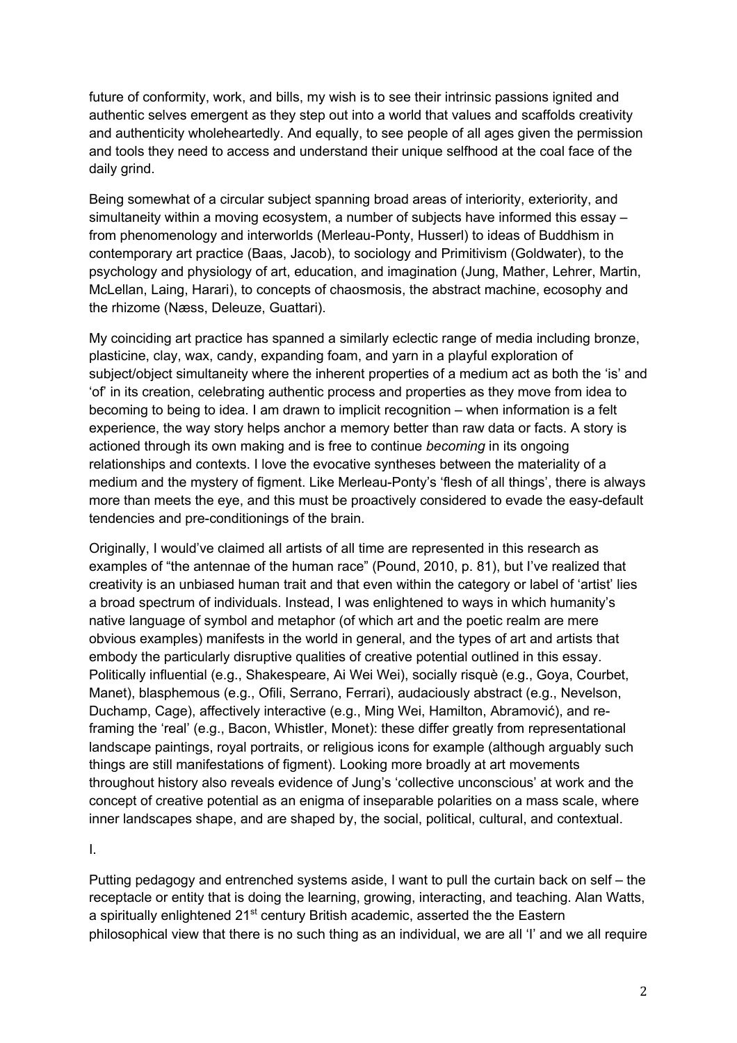future of conformity, work, and bills, my wish is to see their intrinsic passions ignited and authentic selves emergent as they step out into a world that values and scaffolds creativity and authenticity wholeheartedly. And equally, to see people of all ages given the permission and tools they need to access and understand their unique selfhood at the coal face of the daily grind.

Being somewhat of a circular subject spanning broad areas of interiority, exteriority, and simultaneity within a moving ecosystem, a number of subjects have informed this essay – from phenomenology and interworlds (Merleau-Ponty, Husserl) to ideas of Buddhism in contemporary art practice (Baas, Jacob), to sociology and Primitivism (Goldwater), to the psychology and physiology of art, education, and imagination (Jung, Mather, Lehrer, Martin, McLellan, Laing, Harari), to concepts of chaosmosis, the abstract machine, ecosophy and the rhizome (Næss, Deleuze, Guattari).

My coinciding art practice has spanned a similarly eclectic range of media including bronze, plasticine, clay, wax, candy, expanding foam, and yarn in a playful exploration of subject/object simultaneity where the inherent properties of a medium act as both the 'is' and 'of' in its creation, celebrating authentic process and properties as they move from idea to becoming to being to idea. I am drawn to implicit recognition – when information is a felt experience, the way story helps anchor a memory better than raw data or facts. A story is actioned through its own making and is free to continue *becoming* in its ongoing relationships and contexts. I love the evocative syntheses between the materiality of a medium and the mystery of figment. Like Merleau-Ponty's 'flesh of all things', there is always more than meets the eye, and this must be proactively considered to evade the easy-default tendencies and pre-conditionings of the brain.

Originally, I would've claimed all artists of all time are represented in this research as examples of "the antennae of the human race" (Pound, 2010, p. 81), but I've realized that creativity is an unbiased human trait and that even within the category or label of 'artist' lies a broad spectrum of individuals. Instead, I was enlightened to ways in which humanity's native language of symbol and metaphor (of which art and the poetic realm are mere obvious examples) manifests in the world in general, and the types of art and artists that embody the particularly disruptive qualities of creative potential outlined in this essay. Politically influential (e.g., Shakespeare, Ai Wei Wei), socially risquè (e.g., Goya, Courbet, Manet), blasphemous (e.g., Ofili, Serrano, Ferrari), audaciously abstract (e.g., Nevelson, Duchamp, Cage), affectively interactive (e.g., Ming Wei, Hamilton, Abramović), and re-framing the 'real' (e.g., Bacon, Whistler, Monet): these differ greatly from representational landscape paintings, royal portraits, or religious icons for example (although arguably such things are still manifestations of figment). Looking more broadly at art movements throughout history also reveals evidence of Jung's 'collective unconscious' at work and the concept of creative potential as an enigma of inseparable polarities on a mass scale, where inner landscapes shape, and are shaped by, the social, political, cultural, and contextual.

I.

Putting pedagogy and entrenched systems aside, I want to pull the curtain back on self – the receptacle or entity that is doing the learning, growing, interacting, and teaching. Alan Watts, a spiritually enlightened 21st century British academic, asserted the the Eastern philosophical view that there is no such thing as an individual, we are all 'I' and we all require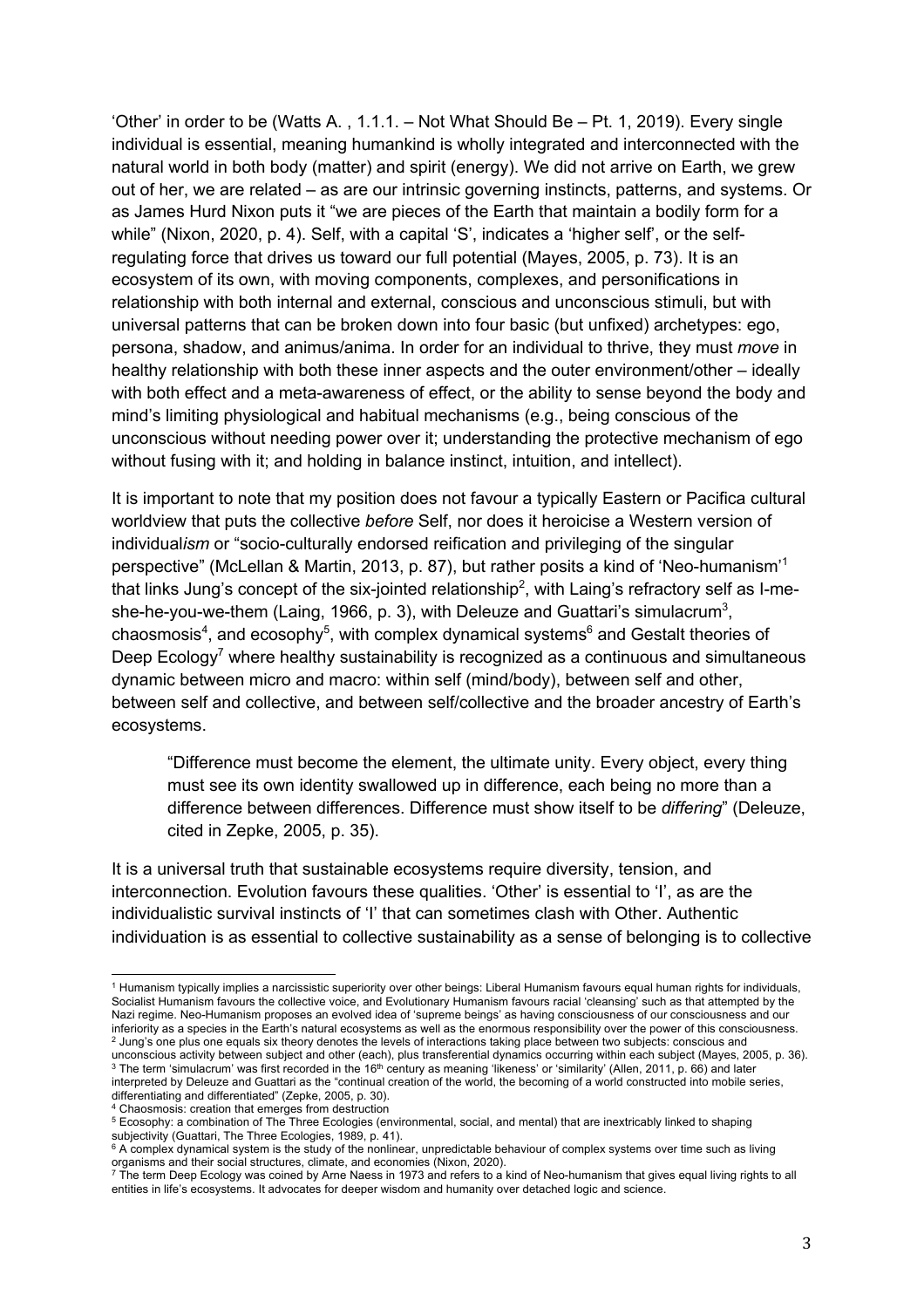'Other' in order to be (Watts A. , 1.1.1. – Not What Should Be – Pt. 1, 2019). Every single individual is essential, meaning humankind is wholly integrated and interconnected with the natural world in both body (matter) and spirit (energy). We did not arrive on Earth, we grew out of her, we are related – as are our intrinsic governing instincts, patterns, and systems. Or as James Hurd Nixon puts it "we are pieces of the Earth that maintain a bodily form for a while" (Nixon, 2020, p. 4). Self, with a capital 'S', indicates a 'higher self', or the self-regulating force that drives us toward our full potential (Mayes, 2005, p. 73). It is an ecosystem of its own, with moving components, complexes, and personifications in relationship with both internal and external, conscious and unconscious stimuli, but with universal patterns that can be broken down into four basic (but unfixed) archetypes: ego, persona, shadow, and animus/anima. In order for an individual to thrive, they must *move* in healthy relationship with both these inner aspects and the outer environment/other – ideally with both effect and a meta-awareness of effect, or the ability to sense beyond the body and mind's limiting physiological and habitual mechanisms (e.g., being conscious of the unconscious without needing power over it; understanding the protective mechanism of ego without fusing with it; and holding in balance instinct, intuition, and intellect).

It is important to note that my position does not favour a typically Eastern or Pacifica cultural worldview that puts the collective *before* Self, nor does it heroicise a Western version of individual*ism* or "socio-culturally endorsed reification and privileging of the singular perspective" (McLellan & Martin, 2013, p. 87), but rather posits a kind of 'Neo-humanism'[1] that links Jung's concept of the six-jointed relationship[2], with Laing's refractory self as I-me-she-he-you-we-them (Laing, 1966, p. 3), with Deleuze and Guattari's simulacrum[3], chaosmosis[4], and ecosophy[5], with complex dynamical systems[6] and Gestalt theories of Deep Ecology[7] where healthy sustainability is recognized as a continuous and simultaneous dynamic between micro and macro: within self (mind/body), between self and other, between self and collective, and between self/collective and the broader ancestry of Earth's ecosystems.

> "Difference must become the element, the ultimate unity. Every object, every thing must see its own identity swallowed up in difference, each being no more than a difference between differences. Difference must show itself to be *differing*" (Deleuze, cited in Zepke, 2005, p. 35).

It is a universal truth that sustainable ecosystems require diversity, tension, and interconnection. Evolution favours these qualities. 'Other' is essential to 'I', as are the individualistic survival instincts of 'I' that can sometimes clash with Other. Authentic individuation is as essential to collective sustainability as a sense of belonging is to collective

---

[1] Humanism typically implies a narcissistic superiority over other beings: Liberal Humanism favours equal human rights for individuals, Socialist Humanism favours the collective voice, and Evolutionary Humanism favours racial 'cleansing' such as that attempted by the Nazi regime. Neo-Humanism proposes an evolved idea of 'supreme beings' as having consciousness of our consciousness and our inferiority as a species in the Earth's natural ecosystems as well as the enormous responsibility over the power of this consciousness.

[2] Jung's one plus one equals six theory denotes the levels of interactions taking place between two subjects: conscious and unconscious activity between subject and other (each), plus transferential dynamics occurring within each subject (Mayes, 2005, p. 36).

[3] The term 'simulacrum' was first recorded in the 16th century as meaning 'likeness' or 'similarity' (Allen, 2011, p. 66) and later interpreted by Deleuze and Guattari as the "continual creation of the world, the becoming of a world constructed into mobile series, differentiating and differentiated" (Zepke, 2005, p. 30).

[4] Chaosmosis: creation that emerges from destruction

[5] Ecosophy: a combination of The Three Ecologies (environmental, social, and mental) that are inextricably linked to shaping subjectivity (Guattari, The Three Ecologies, 1989, p. 41).

[6] A complex dynamical system is the study of the nonlinear, unpredictable behaviour of complex systems over time such as living organisms and their social structures, climate, and economies (Nixon, 2020).

[7] The term Deep Ecology was coined by Arne Naess in 1973 and refers to a kind of Neo-humanism that gives equal living rights to all entities in life's ecosystems. It advocates for deeper wisdom and humanity over detached logic and science.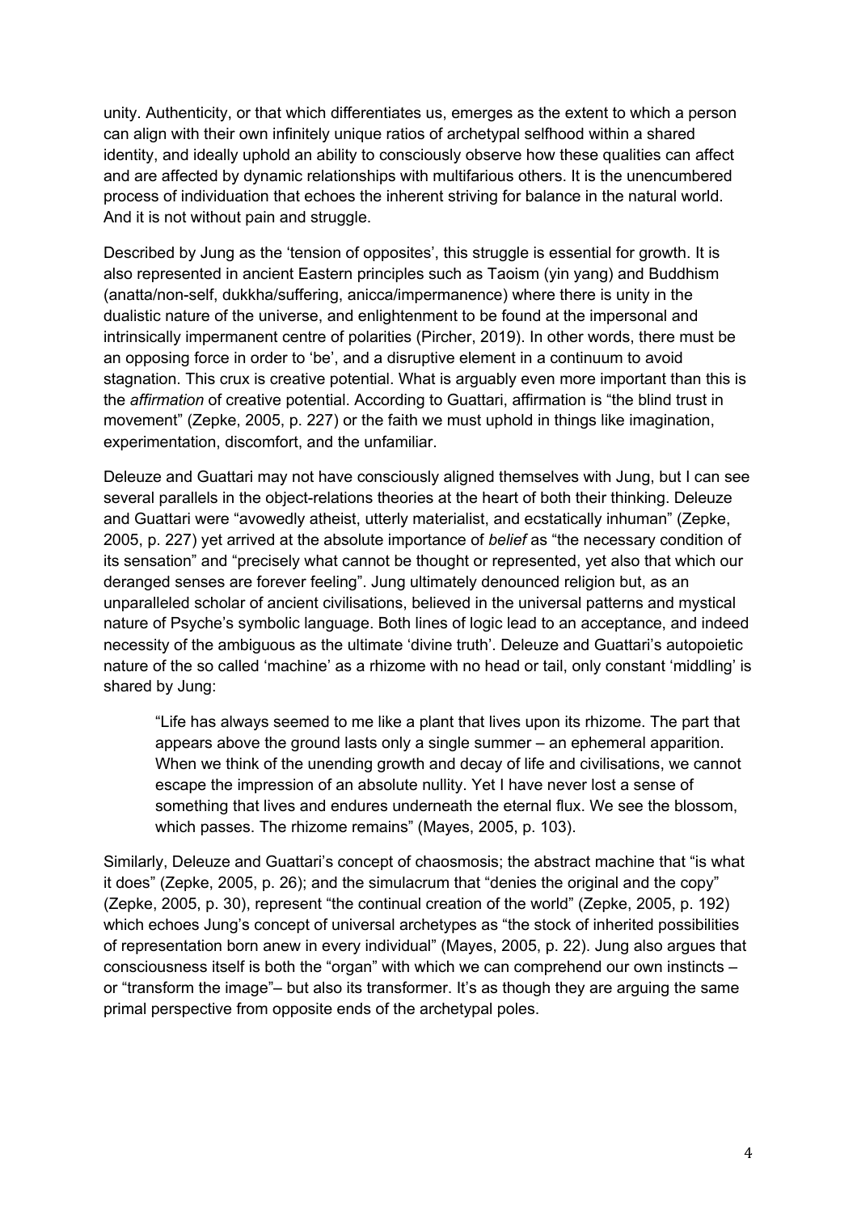unity. Authenticity, or that which differentiates us, emerges as the extent to which a person can align with their own infinitely unique ratios of archetypal selfhood within a shared identity, and ideally uphold an ability to consciously observe how these qualities can affect and are affected by dynamic relationships with multifarious others. It is the unencumbered process of individuation that echoes the inherent striving for balance in the natural world. And it is not without pain and struggle.

Described by Jung as the 'tension of opposites', this struggle is essential for growth. It is also represented in ancient Eastern principles such as Taoism (yin yang) and Buddhism (anatta/non-self, dukkha/suffering, anicca/impermanence) where there is unity in the dualistic nature of the universe, and enlightenment to be found at the impersonal and intrinsically impermanent centre of polarities (Pircher, 2019). In other words, there must be an opposing force in order to 'be', and a disruptive element in a continuum to avoid stagnation. This crux is creative potential. What is arguably even more important than this is the *affirmation* of creative potential. According to Guattari, affirmation is "the blind trust in movement" (Zepke, 2005, p. 227) or the faith we must uphold in things like imagination, experimentation, discomfort, and the unfamiliar.

Deleuze and Guattari may not have consciously aligned themselves with Jung, but I can see several parallels in the object-relations theories at the heart of both their thinking. Deleuze and Guattari were "avowedly atheist, utterly materialist, and ecstatically inhuman" (Zepke, 2005, p. 227) yet arrived at the absolute importance of *belief* as "the necessary condition of its sensation" and "precisely what cannot be thought or represented, yet also that which our deranged senses are forever feeling". Jung ultimately denounced religion but, as an unparalleled scholar of ancient civilisations, believed in the universal patterns and mystical nature of Psyche's symbolic language. Both lines of logic lead to an acceptance, and indeed necessity of the ambiguous as the ultimate 'divine truth'. Deleuze and Guattari's autopoietic nature of the so called 'machine' as a rhizome with no head or tail, only constant 'middling' is shared by Jung:

> "Life has always seemed to me like a plant that lives upon its rhizome. The part that appears above the ground lasts only a single summer – an ephemeral apparition. When we think of the unending growth and decay of life and civilisations, we cannot escape the impression of an absolute nullity. Yet I have never lost a sense of something that lives and endures underneath the eternal flux. We see the blossom, which passes. The rhizome remains" (Mayes, 2005, p. 103).

Similarly, Deleuze and Guattari's concept of chaosmosis; the abstract machine that "is what it does" (Zepke, 2005, p. 26); and the simulacrum that "denies the original and the copy" (Zepke, 2005, p. 30), represent "the continual creation of the world" (Zepke, 2005, p. 192) which echoes Jung's concept of universal archetypes as "the stock of inherited possibilities of representation born anew in every individual" (Mayes, 2005, p. 22). Jung also argues that consciousness itself is both the "organ" with which we can comprehend our own instincts – or "transform the image"– but also its transformer. It's as though they are arguing the same primal perspective from opposite ends of the archetypal poles.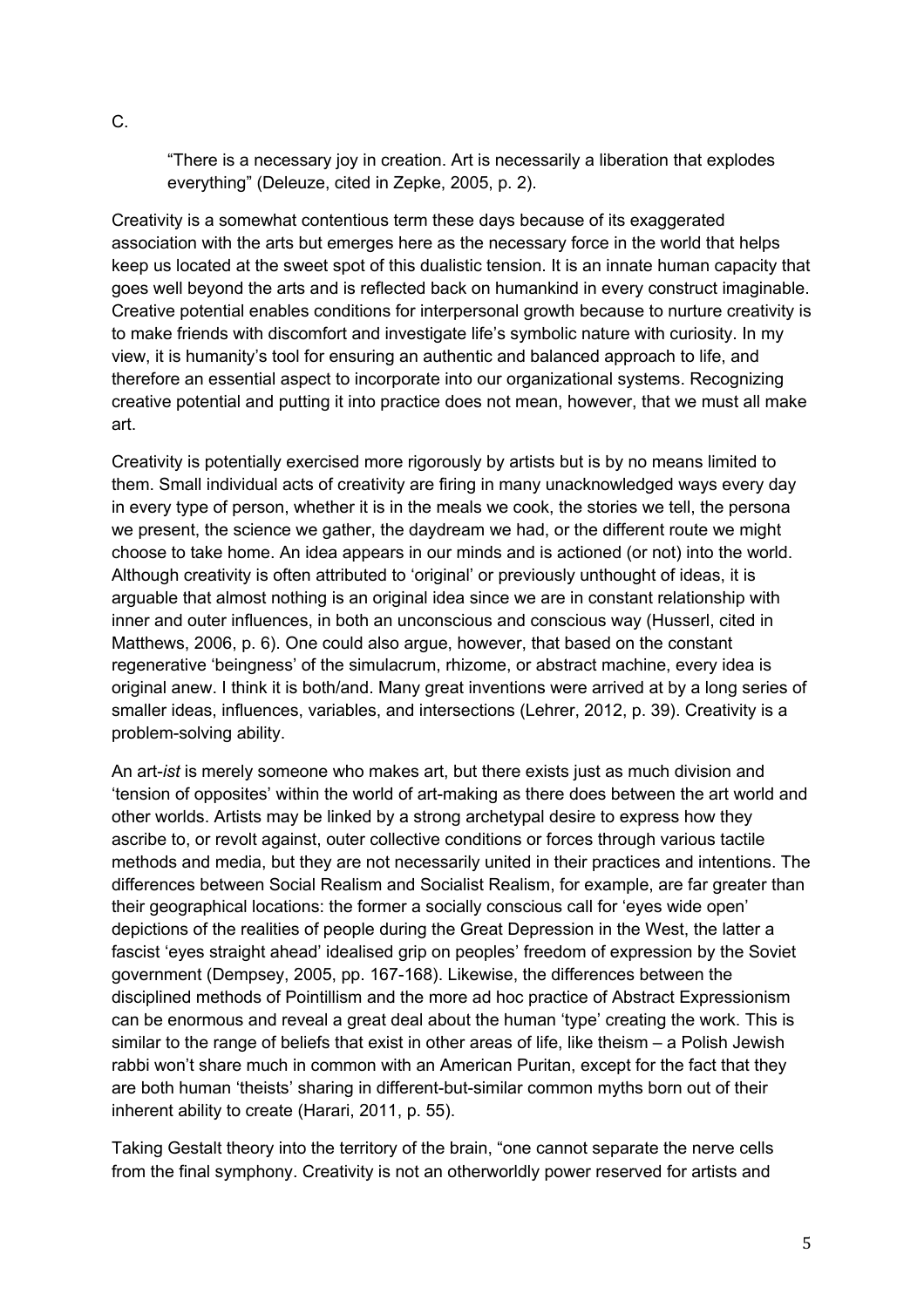C.

> "There is a necessary joy in creation. Art is necessarily a liberation that explodes everything" (Deleuze, cited in Zepke, 2005, p. 2).

Creativity is a somewhat contentious term these days because of its exaggerated association with the arts but emerges here as the necessary force in the world that helps keep us located at the sweet spot of this dualistic tension. It is an innate human capacity that goes well beyond the arts and is reflected back on humankind in every construct imaginable. Creative potential enables conditions for interpersonal growth because to nurture creativity is to make friends with discomfort and investigate life's symbolic nature with curiosity. In my view, it is humanity's tool for ensuring an authentic and balanced approach to life, and therefore an essential aspect to incorporate into our organizational systems. Recognizing creative potential and putting it into practice does not mean, however, that we must all make art.

Creativity is potentially exercised more rigorously by artists but is by no means limited to them. Small individual acts of creativity are firing in many unacknowledged ways every day in every type of person, whether it is in the meals we cook, the stories we tell, the persona we present, the science we gather, the daydream we had, or the different route we might choose to take home. An idea appears in our minds and is actioned (or not) into the world. Although creativity is often attributed to 'original' or previously unthought of ideas, it is arguable that almost nothing is an original idea since we are in constant relationship with inner and outer influences, in both an unconscious and conscious way (Husserl, cited in Matthews, 2006, p. 6). One could also argue, however, that based on the constant regenerative 'beingness' of the simulacrum, rhizome, or abstract machine, every idea is original anew. I think it is both/and. Many great inventions were arrived at by a long series of smaller ideas, influences, variables, and intersections (Lehrer, 2012, p. 39). Creativity is a problem-solving ability.

An art-*ist* is merely someone who makes art, but there exists just as much division and 'tension of opposites' within the world of art-making as there does between the art world and other worlds. Artists may be linked by a strong archetypal desire to express how they ascribe to, or revolt against, outer collective conditions or forces through various tactile methods and media, but they are not necessarily united in their practices and intentions. The differences between Social Realism and Socialist Realism, for example, are far greater than their geographical locations: the former a socially conscious call for 'eyes wide open' depictions of the realities of people during the Great Depression in the West, the latter a fascist 'eyes straight ahead' idealised grip on peoples' freedom of expression by the Soviet government (Dempsey, 2005, pp. 167-168). Likewise, the differences between the disciplined methods of Pointillism and the more ad hoc practice of Abstract Expressionism can be enormous and reveal a great deal about the human 'type' creating the work. This is similar to the range of beliefs that exist in other areas of life, like theism – a Polish Jewish rabbi won't share much in common with an American Puritan, except for the fact that they are both human 'theists' sharing in different-but-similar common myths born out of their inherent ability to create (Harari, 2011, p. 55).

Taking Gestalt theory into the territory of the brain, "one cannot separate the nerve cells from the final symphony. Creativity is not an otherworldly power reserved for artists and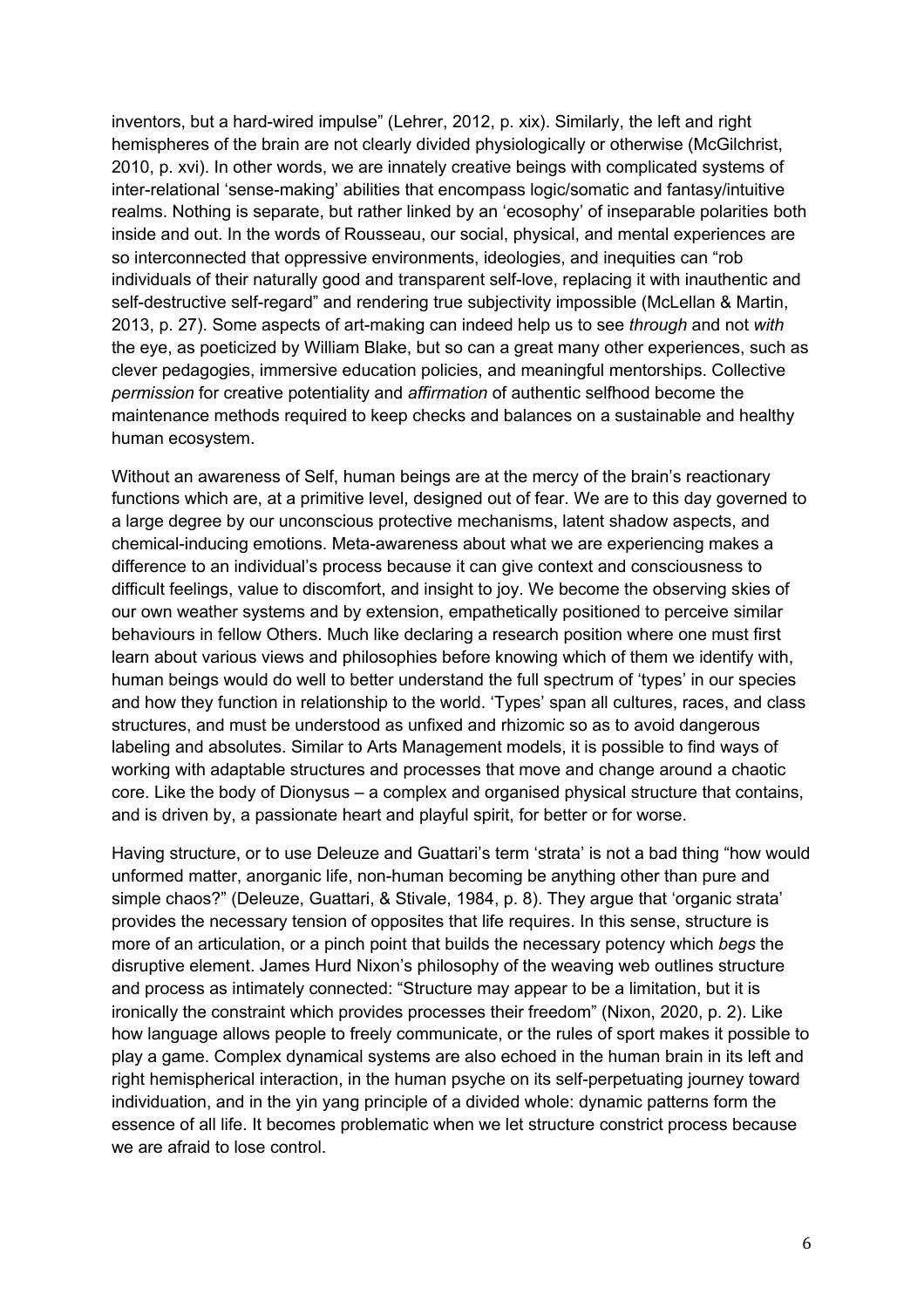inventors, but a hard-wired impulse" (Lehrer, 2012, p. xix). Similarly, the left and right hemispheres of the brain are not clearly divided physiologically or otherwise (McGilchrist, 2010, p. xvi). In other words, we are innately creative beings with complicated systems of inter-relational 'sense-making' abilities that encompass logic/somatic and fantasy/intuitive realms. Nothing is separate, but rather linked by an 'ecosophy' of inseparable polarities both inside and out. In the words of Rousseau, our social, physical, and mental experiences are so interconnected that oppressive environments, ideologies, and inequities can "rob individuals of their naturally good and transparent self-love, replacing it with inauthentic and self-destructive self-regard" and rendering true subjectivity impossible (McLellan & Martin, 2013, p. 27). Some aspects of art-making can indeed help us to see *through* and not *with* the eye, as poeticized by William Blake, but so can a great many other experiences, such as clever pedagogies, immersive education policies, and meaningful mentorships. Collective *permission* for creative potentiality and *affirmation* of authentic selfhood become the maintenance methods required to keep checks and balances on a sustainable and healthy human ecosystem.

Without an awareness of Self, human beings are at the mercy of the brain's reactionary functions which are, at a primitive level, designed out of fear. We are to this day governed to a large degree by our unconscious protective mechanisms, latent shadow aspects, and chemical-inducing emotions. Meta-awareness about what we are experiencing makes a difference to an individual's process because it can give context and consciousness to difficult feelings, value to discomfort, and insight to joy. We become the observing skies of our own weather systems and by extension, empathetically positioned to perceive similar behaviours in fellow Others. Much like declaring a research position where one must first learn about various views and philosophies before knowing which of them we identify with, human beings would do well to better understand the full spectrum of 'types' in our species and how they function in relationship to the world. 'Types' span all cultures, races, and class structures, and must be understood as unfixed and rhizomic so as to avoid dangerous labeling and absolutes. Similar to Arts Management models, it is possible to find ways of working with adaptable structures and processes that move and change around a chaotic core. Like the body of Dionysus – a complex and organised physical structure that contains, and is driven by, a passionate heart and playful spirit, for better or for worse.

Having structure, or to use Deleuze and Guattari's term 'strata' is not a bad thing "how would unformed matter, anorganic life, non-human becoming be anything other than pure and simple chaos?" (Deleuze, Guattari, & Stivale, 1984, p. 8). They argue that 'organic strata' provides the necessary tension of opposites that life requires. In this sense, structure is more of an articulation, or a pinch point that builds the necessary potency which *begs* the disruptive element. James Hurd Nixon's philosophy of the weaving web outlines structure and process as intimately connected: "Structure may appear to be a limitation, but it is ironically the constraint which provides processes their freedom" (Nixon, 2020, p. 2). Like how language allows people to freely communicate, or the rules of sport makes it possible to play a game. Complex dynamical systems are also echoed in the human brain in its left and right hemispherical interaction, in the human psyche on its self-perpetuating journey toward individuation, and in the yin yang principle of a divided whole: dynamic patterns form the essence of all life. It becomes problematic when we let structure constrict process because we are afraid to lose control.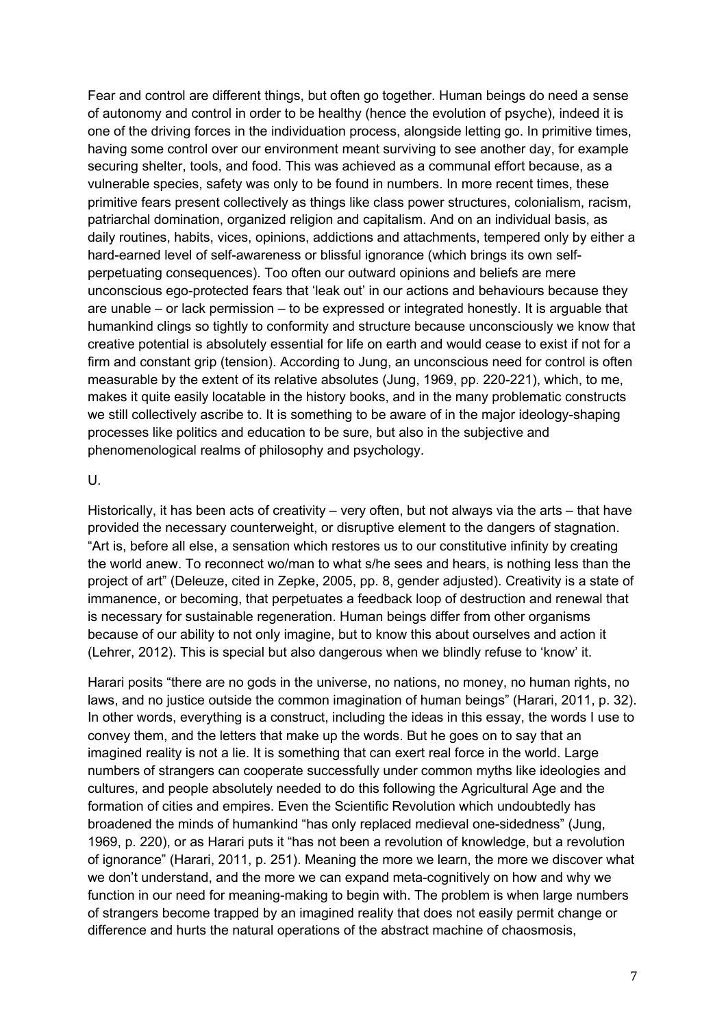Fear and control are different things, but often go together. Human beings do need a sense of autonomy and control in order to be healthy (hence the evolution of psyche), indeed it is one of the driving forces in the individuation process, alongside letting go. In primitive times, having some control over our environment meant surviving to see another day, for example securing shelter, tools, and food. This was achieved as a communal effort because, as a vulnerable species, safety was only to be found in numbers. In more recent times, these primitive fears present collectively as things like class power structures, colonialism, racism, patriarchal domination, organized religion and capitalism. And on an individual basis, as daily routines, habits, vices, opinions, addictions and attachments, tempered only by either a hard-earned level of self-awareness or blissful ignorance (which brings its own self-perpetuating consequences). Too often our outward opinions and beliefs are mere unconscious ego-protected fears that 'leak out' in our actions and behaviours because they are unable – or lack permission – to be expressed or integrated honestly. It is arguable that humankind clings so tightly to conformity and structure because unconsciously we know that creative potential is absolutely essential for life on earth and would cease to exist if not for a firm and constant grip (tension). According to Jung, an unconscious need for control is often measurable by the extent of its relative absolutes (Jung, 1969, pp. 220-221), which, to me, makes it quite easily locatable in the history books, and in the many problematic constructs we still collectively ascribe to. It is something to be aware of in the major ideology-shaping processes like politics and education to be sure, but also in the subjective and phenomenological realms of philosophy and psychology.

U.

Historically, it has been acts of creativity – very often, but not always via the arts – that have provided the necessary counterweight, or disruptive element to the dangers of stagnation. "Art is, before all else, a sensation which restores us to our constitutive infinity by creating the world anew. To reconnect wo/man to what s/he sees and hears, is nothing less than the project of art" (Deleuze, cited in Zepke, 2005, pp. 8, gender adjusted). Creativity is a state of immanence, or becoming, that perpetuates a feedback loop of destruction and renewal that is necessary for sustainable regeneration. Human beings differ from other organisms because of our ability to not only imagine, but to know this about ourselves and action it (Lehrer, 2012). This is special but also dangerous when we blindly refuse to 'know' it.

Harari posits "there are no gods in the universe, no nations, no money, no human rights, no laws, and no justice outside the common imagination of human beings" (Harari, 2011, p. 32). In other words, everything is a construct, including the ideas in this essay, the words I use to convey them, and the letters that make up the words. But he goes on to say that an imagined reality is not a lie. It is something that can exert real force in the world. Large numbers of strangers can cooperate successfully under common myths like ideologies and cultures, and people absolutely needed to do this following the Agricultural Age and the formation of cities and empires. Even the Scientific Revolution which undoubtedly has broadened the minds of humankind "has only replaced medieval one-sidedness" (Jung, 1969, p. 220), or as Harari puts it "has not been a revolution of knowledge, but a revolution of ignorance" (Harari, 2011, p. 251). Meaning the more we learn, the more we discover what we don't understand, and the more we can expand meta-cognitively on how and why we function in our need for meaning-making to begin with. The problem is when large numbers of strangers become trapped by an imagined reality that does not easily permit change or difference and hurts the natural operations of the abstract machine of chaosmosis,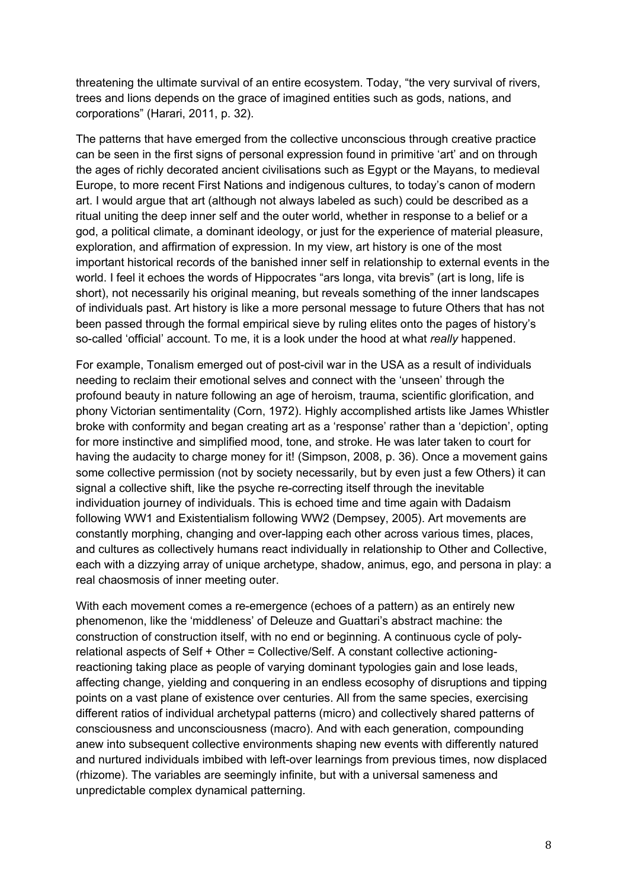threatening the ultimate survival of an entire ecosystem. Today, "the very survival of rivers, trees and lions depends on the grace of imagined entities such as gods, nations, and corporations" (Harari, 2011, p. 32).

The patterns that have emerged from the collective unconscious through creative practice can be seen in the first signs of personal expression found in primitive 'art' and on through the ages of richly decorated ancient civilisations such as Egypt or the Mayans, to medieval Europe, to more recent First Nations and indigenous cultures, to today's canon of modern art. I would argue that art (although not always labeled as such) could be described as a ritual uniting the deep inner self and the outer world, whether in response to a belief or a god, a political climate, a dominant ideology, or just for the experience of material pleasure, exploration, and affirmation of expression. In my view, art history is one of the most important historical records of the banished inner self in relationship to external events in the world. I feel it echoes the words of Hippocrates "ars longa, vita brevis" (art is long, life is short), not necessarily his original meaning, but reveals something of the inner landscapes of individuals past. Art history is like a more personal message to future Others that has not been passed through the formal empirical sieve by ruling elites onto the pages of history's so-called 'official' account. To me, it is a look under the hood at what *really* happened.

For example, Tonalism emerged out of post-civil war in the USA as a result of individuals needing to reclaim their emotional selves and connect with the 'unseen' through the profound beauty in nature following an age of heroism, trauma, scientific glorification, and phony Victorian sentimentality (Corn, 1972). Highly accomplished artists like James Whistler broke with conformity and began creating art as a 'response' rather than a 'depiction', opting for more instinctive and simplified mood, tone, and stroke. He was later taken to court for having the audacity to charge money for it! (Simpson, 2008, p. 36). Once a movement gains some collective permission (not by society necessarily, but by even just a few Others) it can signal a collective shift, like the psyche re-correcting itself through the inevitable individuation journey of individuals. This is echoed time and time again with Dadaism following WW1 and Existentialism following WW2 (Dempsey, 2005). Art movements are constantly morphing, changing and over-lapping each other across various times, places, and cultures as collectively humans react individually in relationship to Other and Collective, each with a dizzying array of unique archetype, shadow, animus, ego, and persona in play: a real chaosmosis of inner meeting outer.

With each movement comes a re-emergence (echoes of a pattern) as an entirely new phenomenon, like the 'middleness' of Deleuze and Guattari's abstract machine: the construction of construction itself, with no end or beginning. A continuous cycle of poly-relational aspects of Self + Other = Collective/Self. A constant collective actioning-reactioning taking place as people of varying dominant typologies gain and lose leads, affecting change, yielding and conquering in an endless ecosophy of disruptions and tipping points on a vast plane of existence over centuries. All from the same species, exercising different ratios of individual archetypal patterns (micro) and collectively shared patterns of consciousness and unconsciousness (macro). And with each generation, compounding anew into subsequent collective environments shaping new events with differently natured and nurtured individuals imbibed with left-over learnings from previous times, now displaced (rhizome). The variables are seemingly infinite, but with a universal sameness and unpredictable complex dynamical patterning.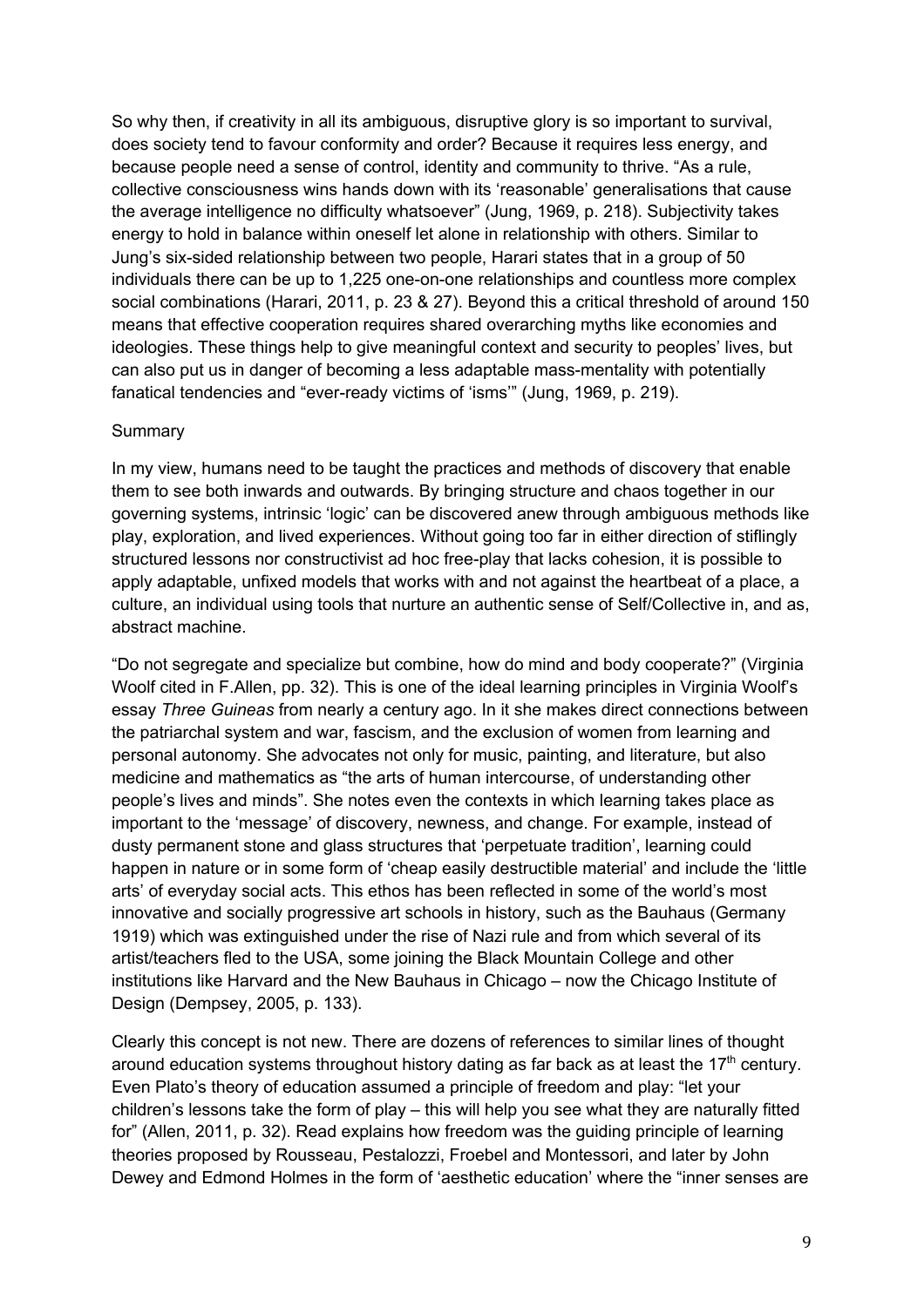So why then, if creativity in all its ambiguous, disruptive glory is so important to survival, does society tend to favour conformity and order? Because it requires less energy, and because people need a sense of control, identity and community to thrive. "As a rule, collective consciousness wins hands down with its 'reasonable' generalisations that cause the average intelligence no difficulty whatsoever" (Jung, 1969, p. 218). Subjectivity takes energy to hold in balance within oneself let alone in relationship with others. Similar to Jung's six-sided relationship between two people, Harari states that in a group of 50 individuals there can be up to 1,225 one-on-one relationships and countless more complex social combinations (Harari, 2011, p. 23 & 27). Beyond this a critical threshold of around 150 means that effective cooperation requires shared overarching myths like economies and ideologies. These things help to give meaningful context and security to peoples' lives, but can also put us in danger of becoming a less adaptable mass-mentality with potentially fanatical tendencies and "ever-ready victims of 'isms'" (Jung, 1969, p. 219).

## Summary

In my view, humans need to be taught the practices and methods of discovery that enable them to see both inwards and outwards. By bringing structure and chaos together in our governing systems, intrinsic 'logic' can be discovered anew through ambiguous methods like play, exploration, and lived experiences. Without going too far in either direction of stiflingly structured lessons nor constructivist ad hoc free-play that lacks cohesion, it is possible to apply adaptable, unfixed models that works with and not against the heartbeat of a place, a culture, an individual using tools that nurture an authentic sense of Self/Collective in, and as, abstract machine.

"Do not segregate and specialize but combine, how do mind and body cooperate?" (Virginia Woolf cited in F.Allen, pp. 32). This is one of the ideal learning principles in Virginia Woolf's essay *Three Guineas* from nearly a century ago. In it she makes direct connections between the patriarchal system and war, fascism, and the exclusion of women from learning and personal autonomy. She advocates not only for music, painting, and literature, but also medicine and mathematics as "the arts of human intercourse, of understanding other people's lives and minds". She notes even the contexts in which learning takes place as important to the 'message' of discovery, newness, and change. For example, instead of dusty permanent stone and glass structures that 'perpetuate tradition', learning could happen in nature or in some form of 'cheap easily destructible material' and include the 'little arts' of everyday social acts. This ethos has been reflected in some of the world's most innovative and socially progressive art schools in history, such as the Bauhaus (Germany 1919) which was extinguished under the rise of Nazi rule and from which several of its artist/teachers fled to the USA, some joining the Black Mountain College and other institutions like Harvard and the New Bauhaus in Chicago – now the Chicago Institute of Design (Dempsey, 2005, p. 133).

Clearly this concept is not new. There are dozens of references to similar lines of thought around education systems throughout history dating as far back as at least the 17th century. Even Plato's theory of education assumed a principle of freedom and play: "let your children's lessons take the form of play – this will help you see what they are naturally fitted for" (Allen, 2011, p. 32). Read explains how freedom was the guiding principle of learning theories proposed by Rousseau, Pestalozzi, Froebel and Montessori, and later by John Dewey and Edmond Holmes in the form of 'aesthetic education' where the "inner senses are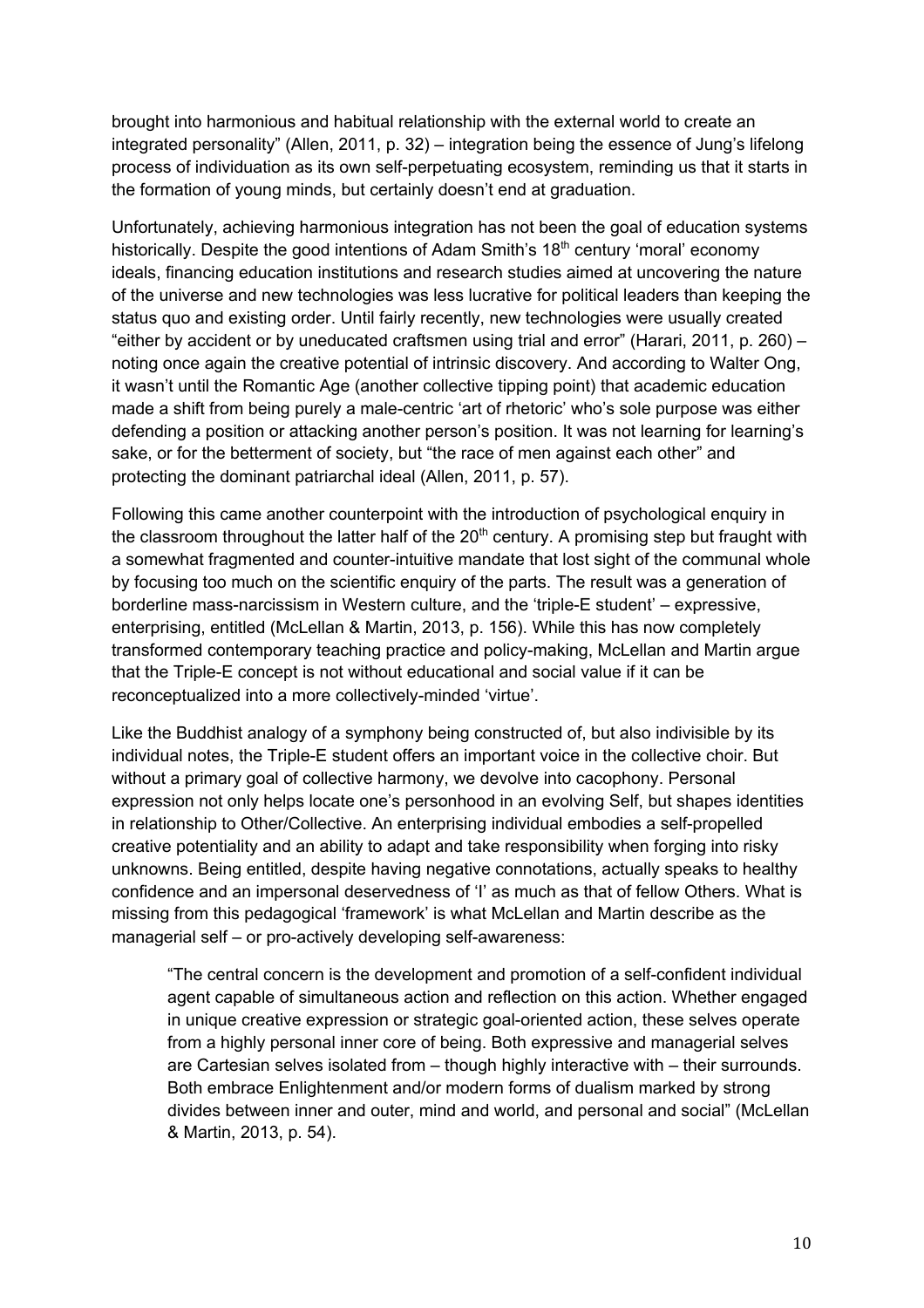brought into harmonious and habitual relationship with the external world to create an integrated personality" (Allen, 2011, p. 32) – integration being the essence of Jung's lifelong process of individuation as its own self-perpetuating ecosystem, reminding us that it starts in the formation of young minds, but certainly doesn't end at graduation.

Unfortunately, achieving harmonious integration has not been the goal of education systems historically. Despite the good intentions of Adam Smith's 18th century 'moral' economy ideals, financing education institutions and research studies aimed at uncovering the nature of the universe and new technologies was less lucrative for political leaders than keeping the status quo and existing order. Until fairly recently, new technologies were usually created "either by accident or by uneducated craftsmen using trial and error" (Harari, 2011, p. 260) – noting once again the creative potential of intrinsic discovery. And according to Walter Ong, it wasn't until the Romantic Age (another collective tipping point) that academic education made a shift from being purely a male-centric 'art of rhetoric' who's sole purpose was either defending a position or attacking another person's position. It was not learning for learning's sake, or for the betterment of society, but "the race of men against each other" and protecting the dominant patriarchal ideal (Allen, 2011, p. 57).

Following this came another counterpoint with the introduction of psychological enquiry in the classroom throughout the latter half of the 20th century. A promising step but fraught with a somewhat fragmented and counter-intuitive mandate that lost sight of the communal whole by focusing too much on the scientific enquiry of the parts. The result was a generation of borderline mass-narcissism in Western culture, and the 'triple-E student' – expressive, enterprising, entitled (McLellan & Martin, 2013, p. 156). While this has now completely transformed contemporary teaching practice and policy-making, McLellan and Martin argue that the Triple-E concept is not without educational and social value if it can be reconceptualized into a more collectively-minded 'virtue'.

Like the Buddhist analogy of a symphony being constructed of, but also indivisible by its individual notes, the Triple-E student offers an important voice in the collective choir. But without a primary goal of collective harmony, we devolve into cacophony. Personal expression not only helps locate one's personhood in an evolving Self, but shapes identities in relationship to Other/Collective. An enterprising individual embodies a self-propelled creative potentiality and an ability to adapt and take responsibility when forging into risky unknowns. Being entitled, despite having negative connotations, actually speaks to healthy confidence and an impersonal deservedness of 'I' as much as that of fellow Others. What is missing from this pedagogical 'framework' is what McLellan and Martin describe as the managerial self – or pro-actively developing self-awareness:

> "The central concern is the development and promotion of a self-confident individual agent capable of simultaneous action and reflection on this action. Whether engaged in unique creative expression or strategic goal-oriented action, these selves operate from a highly personal inner core of being. Both expressive and managerial selves are Cartesian selves isolated from – though highly interactive with – their surrounds. Both embrace Enlightenment and/or modern forms of dualism marked by strong divides between inner and outer, mind and world, and personal and social" (McLellan & Martin, 2013, p. 54).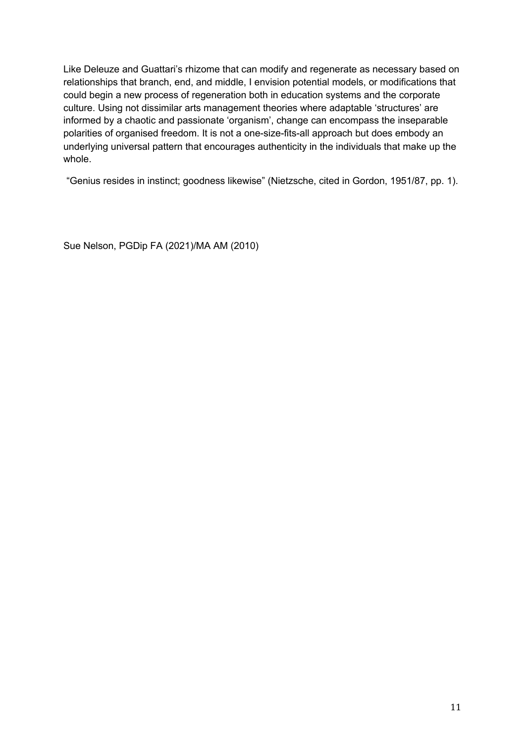Like Deleuze and Guattari's rhizome that can modify and regenerate as necessary based on relationships that branch, end, and middle, I envision potential models, or modifications that could begin a new process of regeneration both in education systems and the corporate culture. Using not dissimilar arts management theories where adaptable 'structures' are informed by a chaotic and passionate 'organism', change can encompass the inseparable polarities of organised freedom. It is not a one-size-fits-all approach but does embody an underlying universal pattern that encourages authenticity in the individuals that make up the whole.

"Genius resides in instinct; goodness likewise" (Nietzsche, cited in Gordon, 1951/87, pp. 1).

Sue Nelson, PGDip FA (2021)/MA AM (2010)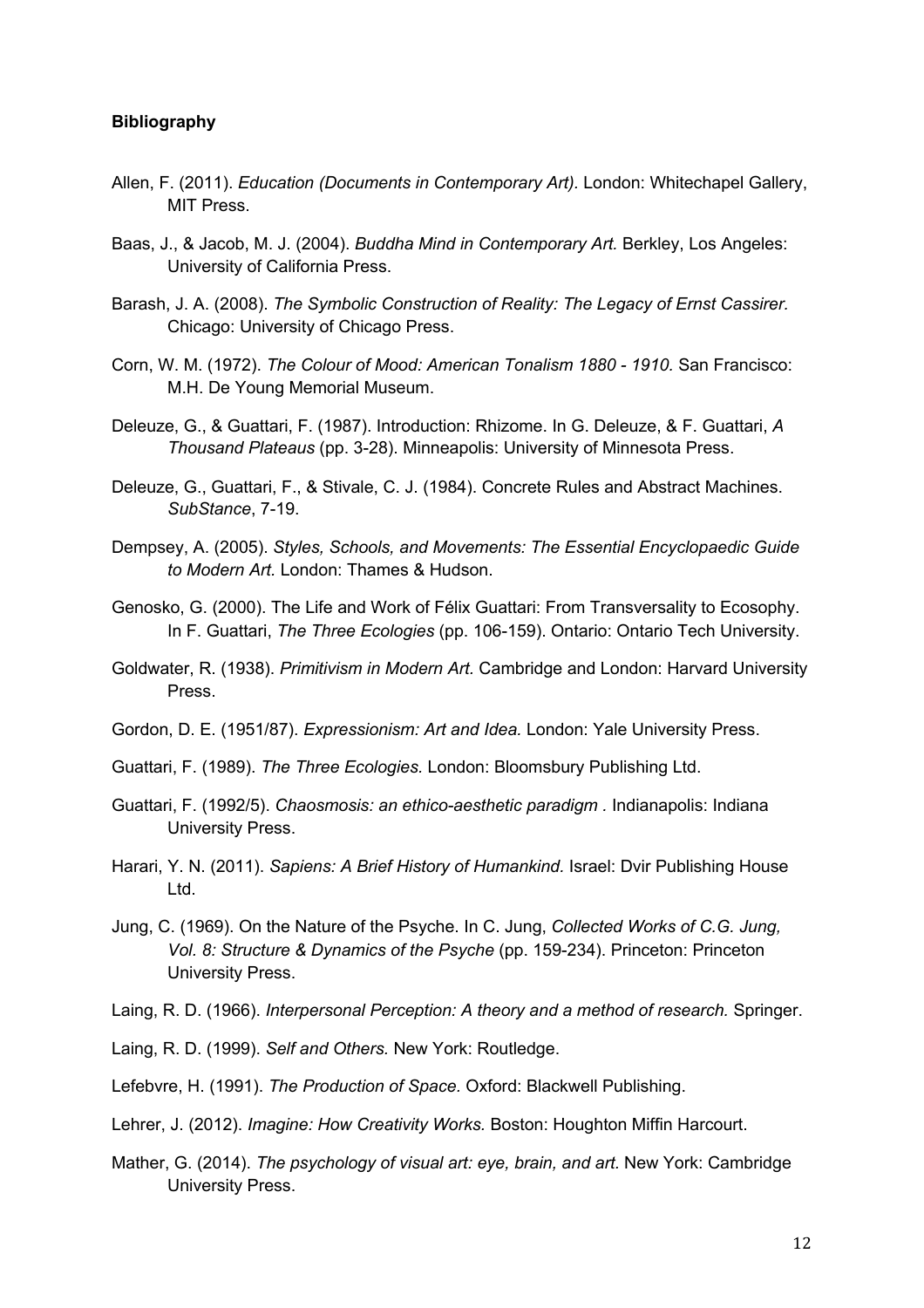**Bibliography**

Allen, F. (2011). *Education (Documents in Contemporary Art).* London: Whitechapel Gallery, MIT Press.

Baas, J., & Jacob, M. J. (2004). *Buddha Mind in Contemporary Art.* Berkley, Los Angeles: University of California Press.

Barash, J. A. (2008). *The Symbolic Construction of Reality: The Legacy of Ernst Cassirer.* Chicago: University of Chicago Press.

Corn, W. M. (1972). *The Colour of Mood: American Tonalism 1880 - 1910.* San Francisco: M.H. De Young Memorial Museum.

Deleuze, G., & Guattari, F. (1987). Introduction: Rhizome. In G. Deleuze, & F. Guattari, *A Thousand Plateaus* (pp. 3-28). Minneapolis: University of Minnesota Press.

Deleuze, G., Guattari, F., & Stivale, C. J. (1984). Concrete Rules and Abstract Machines. *SubStance*, 7-19.

Dempsey, A. (2005). *Styles, Schools, and Movements: The Essential Encyclopaedic Guide to Modern Art.* London: Thames & Hudson.

Genosko, G. (2000). The Life and Work of Félix Guattari: From Transversality to Ecosophy. In F. Guattari, *The Three Ecologies* (pp. 106-159). Ontario: Ontario Tech University.

Goldwater, R. (1938). *Primitivism in Modern Art.* Cambridge and London: Harvard University Press.

Gordon, D. E. (1951/87). *Expressionism: Art and Idea.* London: Yale University Press.

Guattari, F. (1989). *The Three Ecologies.* London: Bloomsbury Publishing Ltd.

Guattari, F. (1992/5). *Chaosmosis: an ethico-aesthetic paradigm .* Indianapolis: Indiana University Press.

Harari, Y. N. (2011). *Sapiens: A Brief History of Humankind.* Israel: Dvir Publishing House Ltd.

Jung, C. (1969). On the Nature of the Psyche. In C. Jung, *Collected Works of C.G. Jung, Vol. 8: Structure & Dynamics of the Psyche* (pp. 159-234). Princeton: Princeton University Press.

Laing, R. D. (1966). *Interpersonal Perception: A theory and a method of research.* Springer.

Laing, R. D. (1999). *Self and Others.* New York: Routledge.

Lefebvre, H. (1991). *The Production of Space.* Oxford: Blackwell Publishing.

Lehrer, J. (2012). *Imagine: How Creativity Works.* Boston: Houghton Miffin Harcourt.

Mather, G. (2014). *The psychology of visual art: eye, brain, and art.* New York: Cambridge University Press.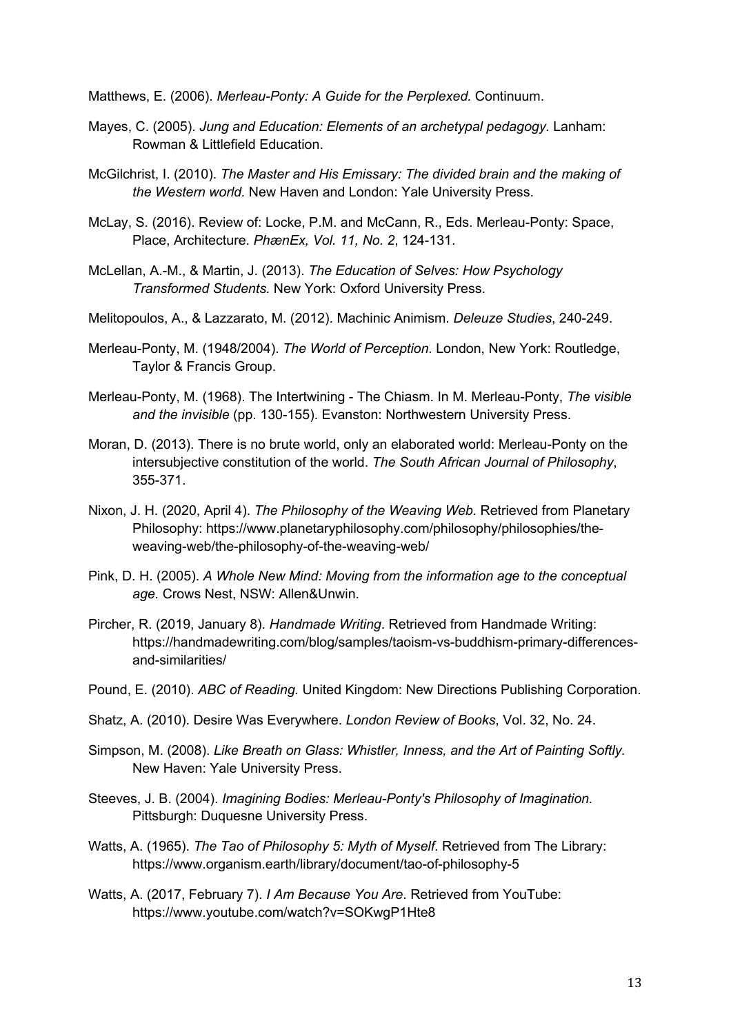Matthews, E. (2006). *Merleau-Ponty: A Guide for the Perplexed.* Continuum.

Mayes, C. (2005). *Jung and Education: Elements of an archetypal pedagogy.* Lanham: Rowman & Littlefield Education.

McGilchrist, I. (2010). *The Master and His Emissary: The divided brain and the making of the Western world.* New Haven and London: Yale University Press.

McLay, S. (2016). Review of: Locke, P.M. and McCann, R., Eds. Merleau-Ponty: Space, Place, Architecture. *PhænEx, Vol. 11, No. 2*, 124-131.

McLellan, A.-M., & Martin, J. (2013). *The Education of Selves: How Psychology Transformed Students.* New York: Oxford University Press.

Melitopoulos, A., & Lazzarato, M. (2012). Machinic Animism. *Deleuze Studies*, 240-249.

Merleau-Ponty, M. (1948/2004). *The World of Perception.* London, New York: Routledge, Taylor & Francis Group.

Merleau-Ponty, M. (1968). The Intertwining - The Chiasm. In M. Merleau-Ponty, *The visible and the invisible* (pp. 130-155). Evanston: Northwestern University Press.

Moran, D. (2013). There is no brute world, only an elaborated world: Merleau-Ponty on the intersubjective constitution of the world. *The South African Journal of Philosophy*, 355-371.

Nixon, J. H. (2020, April 4). *The Philosophy of the Weaving Web.* Retrieved from Planetary Philosophy: https://www.planetaryphilosophy.com/philosophy/philosophies/the-weaving-web/the-philosophy-of-the-weaving-web/

Pink, D. H. (2005). *A Whole New Mind: Moving from the information age to the conceptual age.* Crows Nest, NSW: Allen&Unwin.

Pircher, R. (2019, January 8). *Handmade Writing*. Retrieved from Handmade Writing: https://handmadewriting.com/blog/samples/taoism-vs-buddhism-primary-differences-and-similarities/

Pound, E. (2010). *ABC of Reading.* United Kingdom: New Directions Publishing Corporation.

Shatz, A. (2010). Desire Was Everywhere. *London Review of Books*, Vol. 32, No. 24.

Simpson, M. (2008). *Like Breath on Glass: Whistler, Inness, and the Art of Painting Softly.* New Haven: Yale University Press.

Steeves, J. B. (2004). *Imagining Bodies: Merleau-Ponty's Philosophy of Imagination.* Pittsburgh: Duquesne University Press.

Watts, A. (1965). *The Tao of Philosophy 5: Myth of Myself*. Retrieved from The Library: https://www.organism.earth/library/document/tao-of-philosophy-5

Watts, A. (2017, February 7). *I Am Because You Are*. Retrieved from YouTube: https://www.youtube.com/watch?v=SOKwgP1Hte8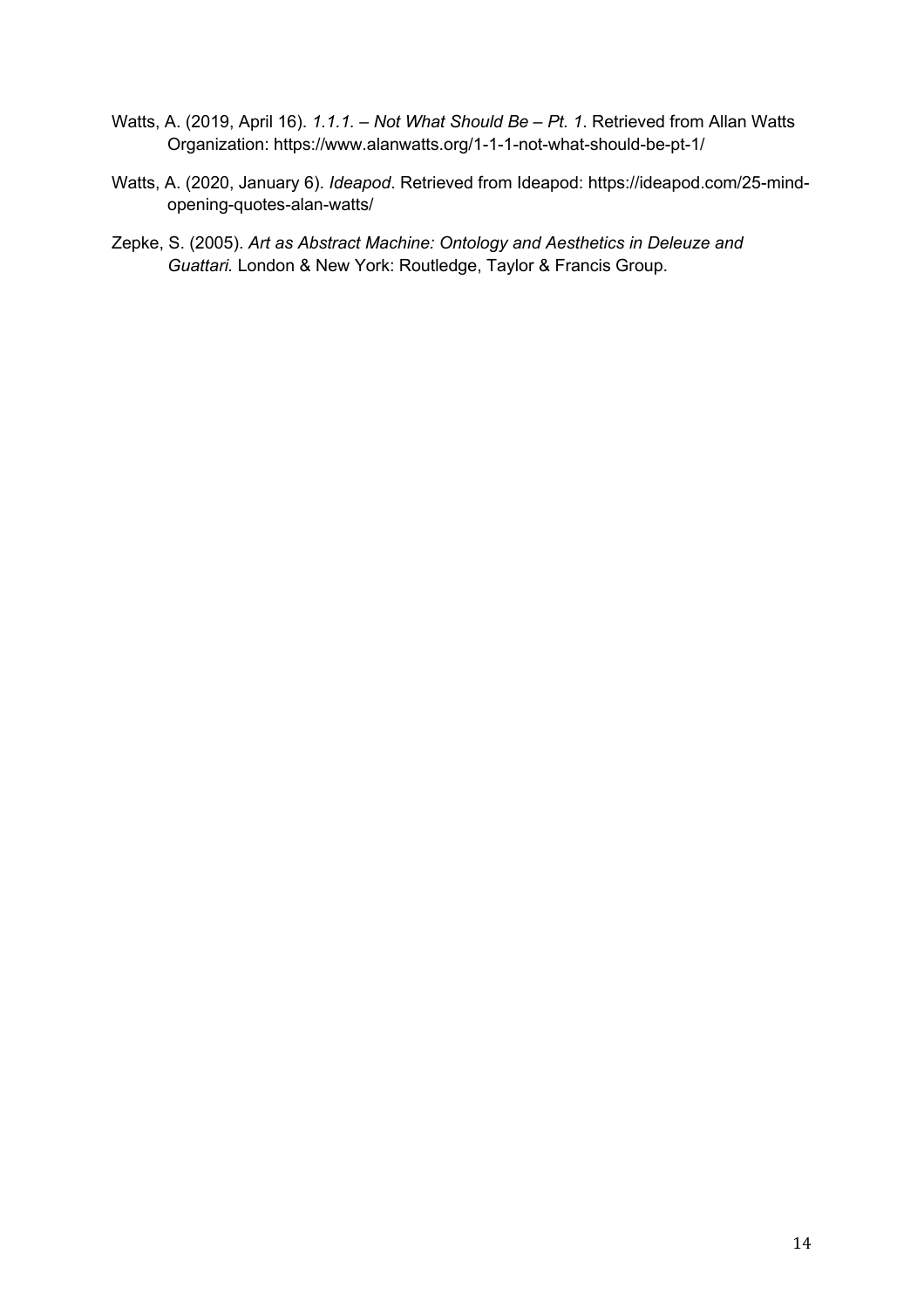Watts, A. (2019, April 16). *1.1.1. – Not What Should Be – Pt. 1*. Retrieved from Allan Watts Organization: https://www.alanwatts.org/1-1-1-not-what-should-be-pt-1/

Watts, A. (2020, January 6). *Ideapod*. Retrieved from Ideapod: https://ideapod.com/25-mind-opening-quotes-alan-watts/

Zepke, S. (2005). *Art as Abstract Machine: Ontology and Aesthetics in Deleuze and Guattari.* London & New York: Routledge, Taylor & Francis Group.